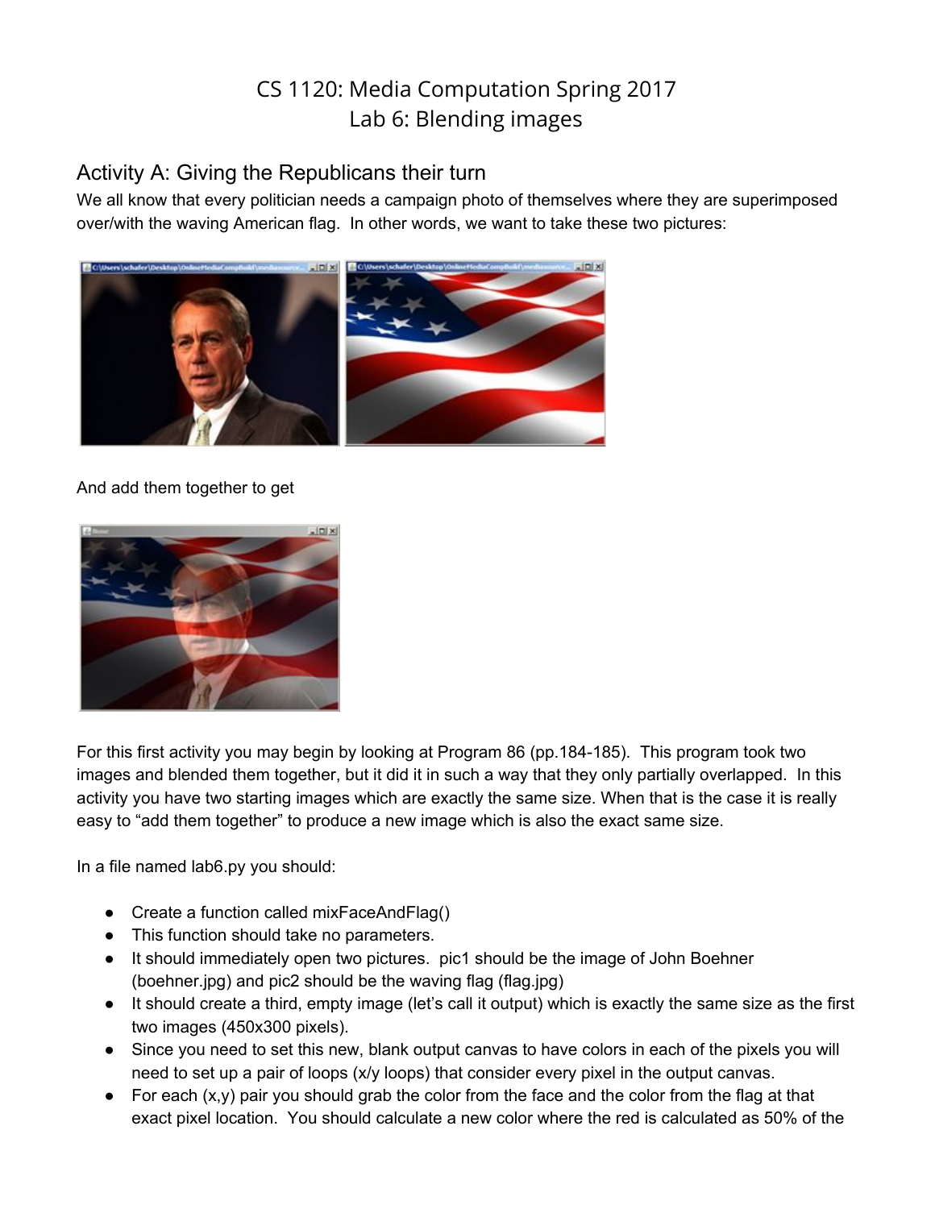# CS 1120: Media Computation Spring 2017
# Lab 6: Blending images

## Activity A: Giving the Republicans their turn

We all know that every politician needs a campaign photo of themselves where they are superimposed over/with the waving American flag. In other words, we want to take these two pictures:

And add them together to get

For this first activity you may begin by looking at Program 86 (pp.184-185). This program took two images and blended them together, but it did it in such a way that they only partially overlapped. In this activity you have two starting images which are exactly the same size. When that is the case it is really easy to "add them together" to produce a new image which is also the exact same size.

In a file named lab6.py you should:

- Create a function called mixFaceAndFlag()
- This function should take no parameters.
- It should immediately open two pictures. pic1 should be the image of John Boehner (boehner.jpg) and pic2 should be the waving flag (flag.jpg)
- It should create a third, empty image (let's call it output) which is exactly the same size as the first two images (450x300 pixels).
- Since you need to set this new, blank output canvas to have colors in each of the pixels you will need to set up a pair of loops (x/y loops) that consider every pixel in the output canvas.
- For each (x,y) pair you should grab the color from the face and the color from the flag at that exact pixel location. You should calculate a new color where the red is calculated as 50% of the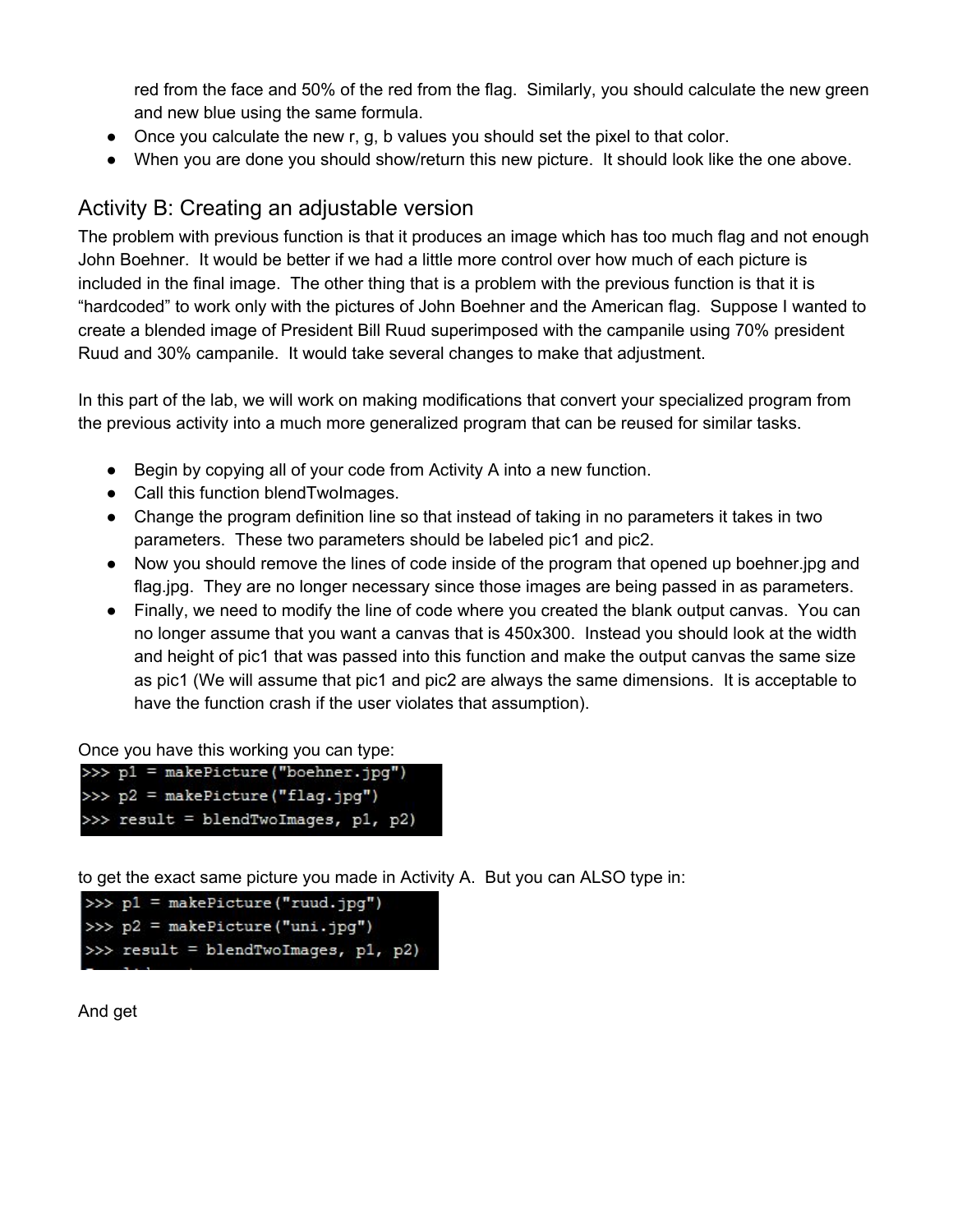red from the face and 50% of the red from the flag. Similarly, you should calculate the new green and new blue using the same formula.

- Once you calculate the new r, g, b values you should set the pixel to that color.
- When you are done you should show/return this new picture. It should look like the one above.

## Activity B: Creating an adjustable version

The problem with previous function is that it produces an image which has too much flag and not enough John Boehner. It would be better if we had a little more control over how much of each picture is included in the final image. The other thing that is a problem with the previous function is that it is "hardcoded" to work only with the pictures of John Boehner and the American flag. Suppose I wanted to create a blended image of President Bill Ruud superimposed with the campanile using 70% president Ruud and 30% campanile. It would take several changes to make that adjustment.

In this part of the lab, we will work on making modifications that convert your specialized program from the previous activity into a much more generalized program that can be reused for similar tasks.

- Begin by copying all of your code from Activity A into a new function.
- Call this function blendTwoImages.
- Change the program definition line so that instead of taking in no parameters it takes in two parameters. These two parameters should be labeled pic1 and pic2.
- Now you should remove the lines of code inside of the program that opened up boehner.jpg and flag.jpg. They are no longer necessary since those images are being passed in as parameters.
- Finally, we need to modify the line of code where you created the blank output canvas. You can no longer assume that you want a canvas that is 450x300. Instead you should look at the width and height of pic1 that was passed into this function and make the output canvas the same size as pic1 (We will assume that pic1 and pic2 are always the same dimensions. It is acceptable to have the function crash if the user violates that assumption).

Once you have this working you can type:

```
>>> p1 = makePicture("boehner.jpg")
>>> p2 = makePicture("flag.jpg")
>>> result = blendTwoImages, p1, p2)
```

to get the exact same picture you made in Activity A. But you can ALSO type in:

```
>>> p1 = makePicture("ruud.jpg")
>>> p2 = makePicture("uni.jpg")
>>> result = blendTwoImages, p1, p2)
```

And get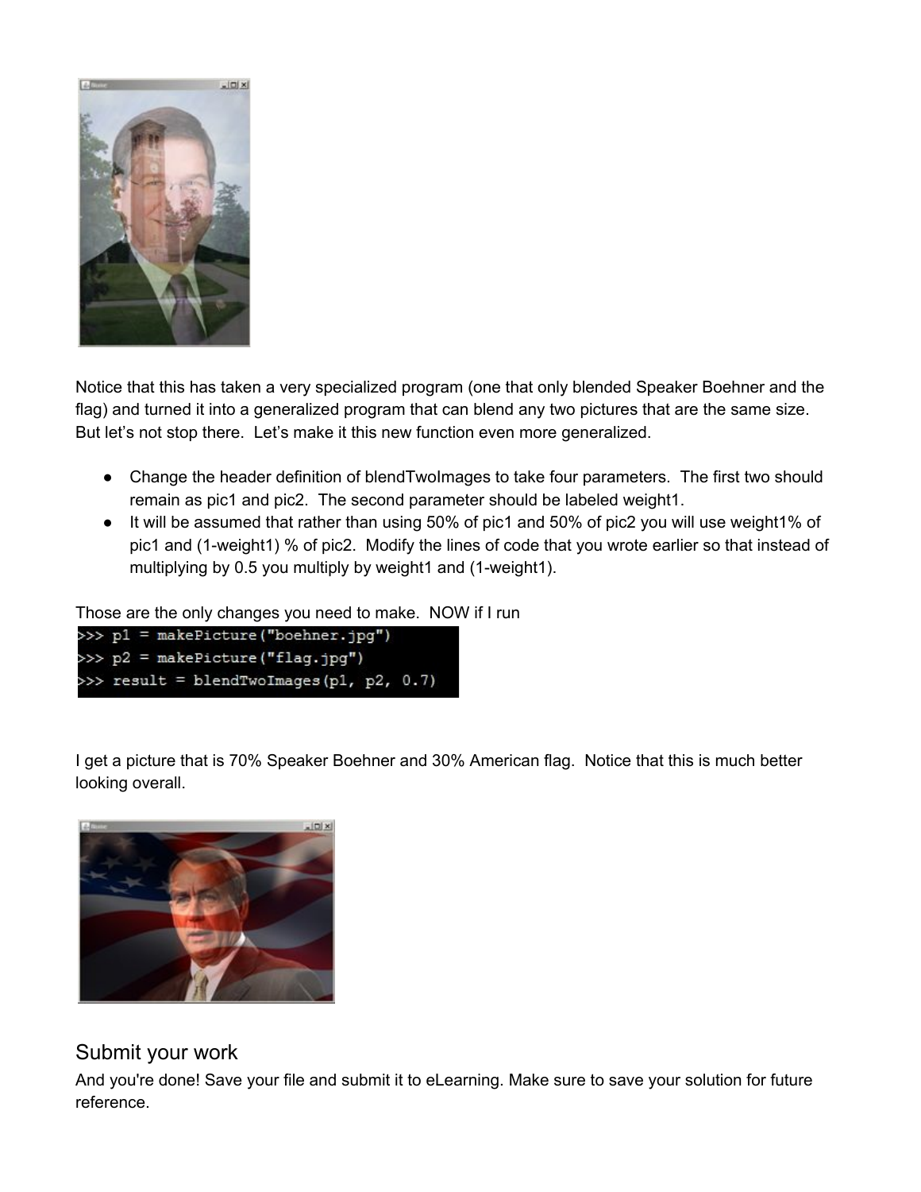Notice that this has taken a very specialized program (one that only blended Speaker Boehner and the flag) and turned it into a generalized program that can blend any two pictures that are the same size. But let's not stop there. Let's make it this new function even more generalized.

- Change the header definition of blendTwoImages to take four parameters. The first two should remain as pic1 and pic2. The second parameter should be labeled weight1.
- It will be assumed that rather than using 50% of pic1 and 50% of pic2 you will use weight1% of pic1 and (1-weight1) % of pic2. Modify the lines of code that you wrote earlier so that instead of multiplying by 0.5 you multiply by weight1 and (1-weight1).

Those are the only changes you need to make. NOW if I run

```
>>> p1 = makePicture("boehner.jpg")
>>> p2 = makePicture("flag.jpg")
>>> result = blendTwoImages(p1, p2, 0.7)
```

I get a picture that is 70% Speaker Boehner and 30% American flag. Notice that this is much better looking overall.

## Submit your work

And you're done! Save your file and submit it to eLearning. Make sure to save your solution for future reference.